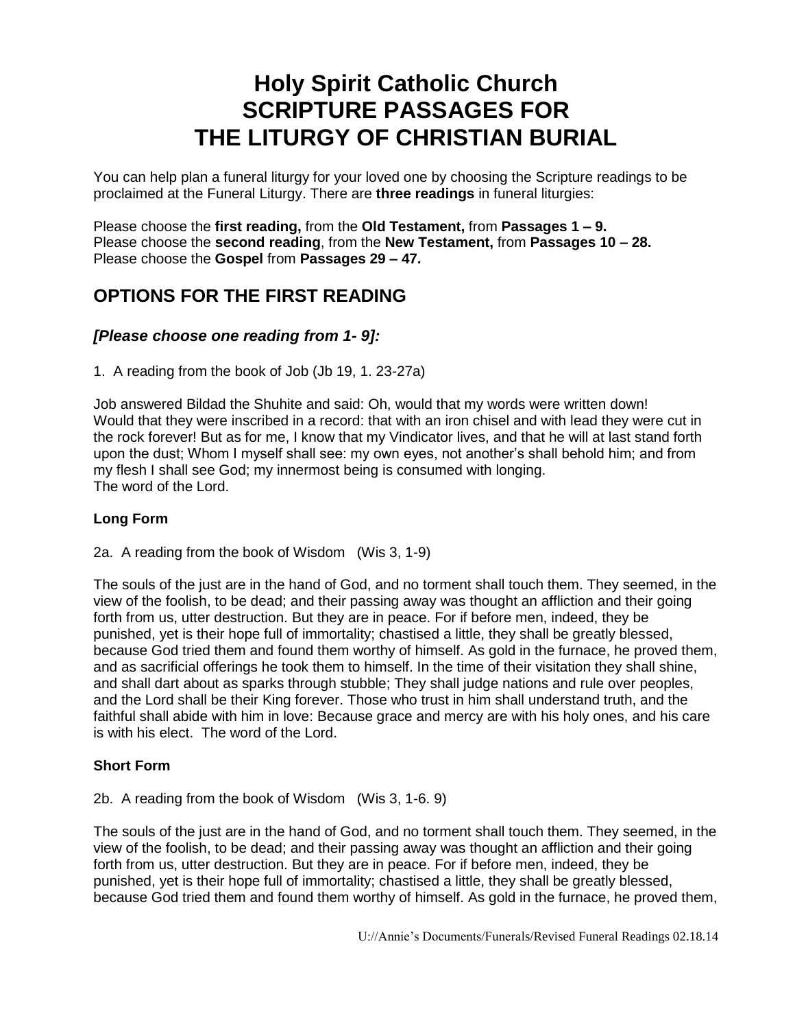# Holy Spirit Catholic Church
# SCRIPTURE PASSAGES FOR THE LITURGY OF CHRISTIAN BURIAL

You can help plan a funeral liturgy for your loved one by choosing the Scripture readings to be proclaimed at the Funeral Liturgy. There are **three readings** in funeral liturgies:

Please choose the **first reading,** from the **Old Testament,** from **Passages 1 – 9.**
Please choose the **second reading**, from the **New Testament,** from **Passages 10 – 28.**
Please choose the **Gospel** from **Passages 29 – 47.**

## OPTIONS FOR THE FIRST READING

### *[Please choose one reading from 1- 9]:*

1. A reading from the book of Job (Jb 19, 1. 23-27a)

Job answered Bildad the Shuhite and said: Oh, would that my words were written down! Would that they were inscribed in a record: that with an iron chisel and with lead they were cut in the rock forever! But as for me, I know that my Vindicator lives, and that he will at last stand forth upon the dust; Whom I myself shall see: my own eyes, not another's shall behold him; and from my flesh I shall see God; my innermost being is consumed with longing.
The word of the Lord.

**Long Form**

2a. A reading from the book of Wisdom (Wis 3, 1-9)

The souls of the just are in the hand of God, and no torment shall touch them. They seemed, in the view of the foolish, to be dead; and their passing away was thought an affliction and their going forth from us, utter destruction. But they are in peace. For if before men, indeed, they be punished, yet is their hope full of immortality; chastised a little, they shall be greatly blessed, because God tried them and found them worthy of himself. As gold in the furnace, he proved them, and as sacrificial offerings he took them to himself. In the time of their visitation they shall shine, and shall dart about as sparks through stubble; They shall judge nations and rule over peoples, and the Lord shall be their King forever. Those who trust in him shall understand truth, and the faithful shall abide with him in love: Because grace and mercy are with his holy ones, and his care is with his elect. The word of the Lord.

**Short Form**

2b. A reading from the book of Wisdom (Wis 3, 1-6. 9)

The souls of the just are in the hand of God, and no torment shall touch them. They seemed, in the view of the foolish, to be dead; and their passing away was thought an affliction and their going forth from us, utter destruction. But they are in peace. For if before men, indeed, they be punished, yet is their hope full of immortality; chastised a little, they shall be greatly blessed, because God tried them and found them worthy of himself. As gold in the furnace, he proved them,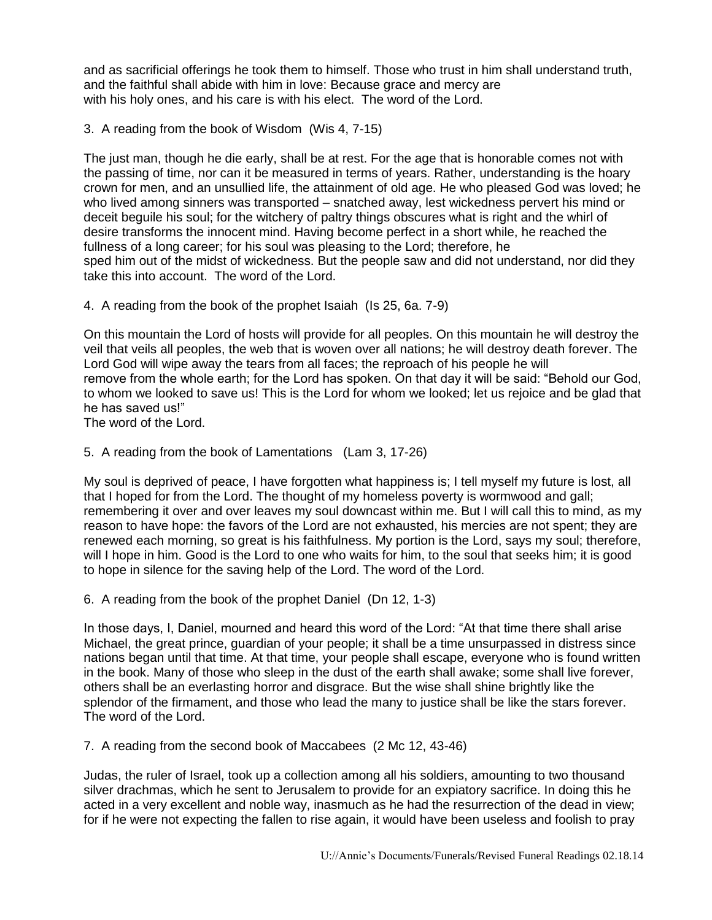and as sacrificial offerings he took them to himself. Those who trust in him shall understand truth, and the faithful shall abide with him in love: Because grace and mercy are with his holy ones, and his care is with his elect. The word of the Lord.

3. A reading from the book of Wisdom (Wis 4, 7-15)

The just man, though he die early, shall be at rest. For the age that is honorable comes not with the passing of time, nor can it be measured in terms of years. Rather, understanding is the hoary crown for men, and an unsullied life, the attainment of old age. He who pleased God was loved; he who lived among sinners was transported – snatched away, lest wickedness pervert his mind or deceit beguile his soul; for the witchery of paltry things obscures what is right and the whirl of desire transforms the innocent mind. Having become perfect in a short while, he reached the fullness of a long career; for his soul was pleasing to the Lord; therefore, he sped him out of the midst of wickedness. But the people saw and did not understand, nor did they take this into account. The word of the Lord.

4. A reading from the book of the prophet Isaiah (Is 25, 6a. 7-9)

On this mountain the Lord of hosts will provide for all peoples. On this mountain he will destroy the veil that veils all peoples, the web that is woven over all nations; he will destroy death forever. The Lord God will wipe away the tears from all faces; the reproach of his people he will remove from the whole earth; for the Lord has spoken. On that day it will be said: "Behold our God, to whom we looked to save us! This is the Lord for whom we looked; let us rejoice and be glad that he has saved us!"
The word of the Lord.

5. A reading from the book of Lamentations (Lam 3, 17-26)

My soul is deprived of peace, I have forgotten what happiness is; I tell myself my future is lost, all that I hoped for from the Lord. The thought of my homeless poverty is wormwood and gall; remembering it over and over leaves my soul downcast within me. But I will call this to mind, as my reason to have hope: the favors of the Lord are not exhausted, his mercies are not spent; they are renewed each morning, so great is his faithfulness. My portion is the Lord, says my soul; therefore, will I hope in him. Good is the Lord to one who waits for him, to the soul that seeks him; it is good to hope in silence for the saving help of the Lord. The word of the Lord.

6. A reading from the book of the prophet Daniel (Dn 12, 1-3)

In those days, I, Daniel, mourned and heard this word of the Lord: "At that time there shall arise Michael, the great prince, guardian of your people; it shall be a time unsurpassed in distress since nations began until that time. At that time, your people shall escape, everyone who is found written in the book. Many of those who sleep in the dust of the earth shall awake; some shall live forever, others shall be an everlasting horror and disgrace. But the wise shall shine brightly like the splendor of the firmament, and those who lead the many to justice shall be like the stars forever.
The word of the Lord.

7. A reading from the second book of Maccabees (2 Mc 12, 43-46)

Judas, the ruler of Israel, took up a collection among all his soldiers, amounting to two thousand silver drachmas, which he sent to Jerusalem to provide for an expiatory sacrifice. In doing this he acted in a very excellent and noble way, inasmuch as he had the resurrection of the dead in view; for if he were not expecting the fallen to rise again, it would have been useless and foolish to pray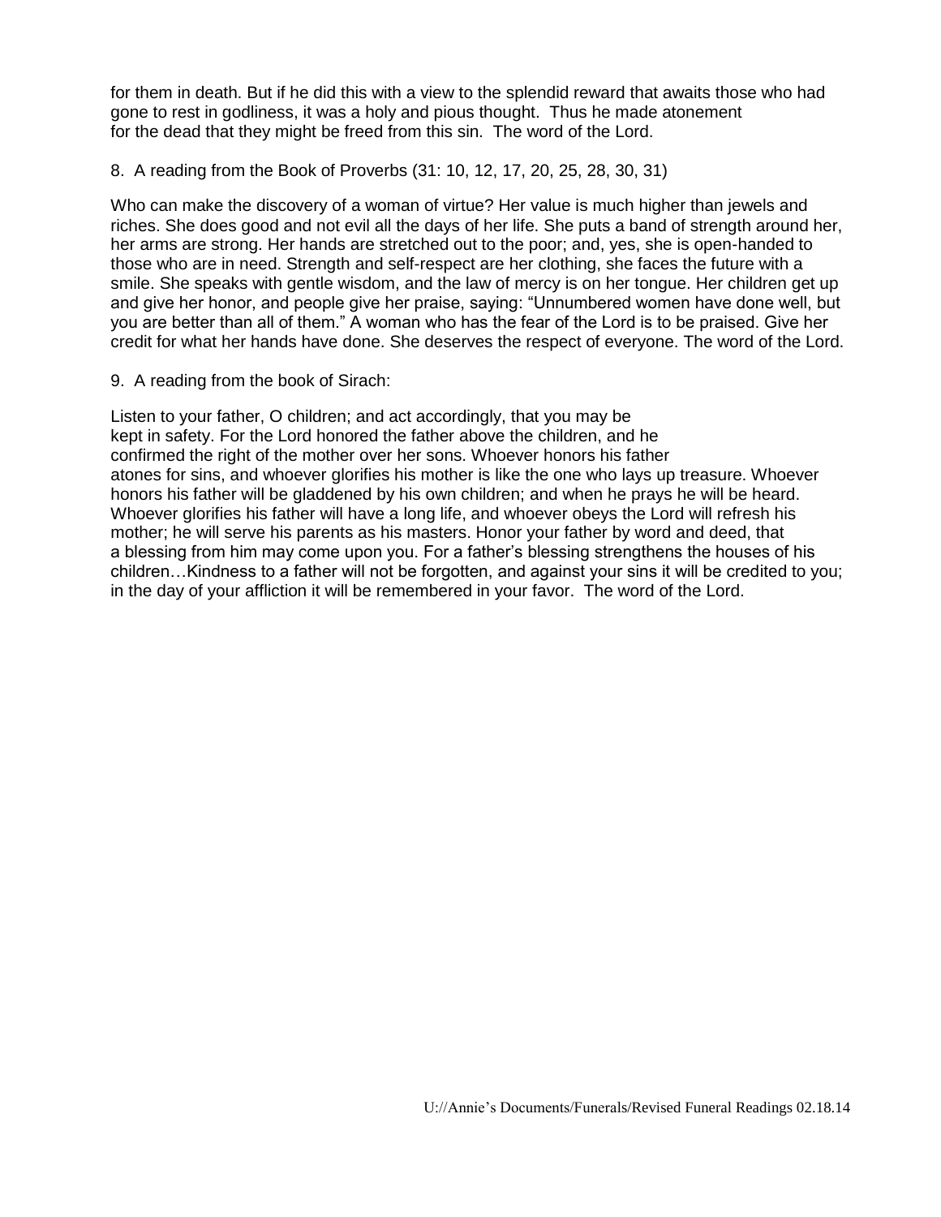for them in death. But if he did this with a view to the splendid reward that awaits those who had gone to rest in godliness, it was a holy and pious thought. Thus he made atonement for the dead that they might be freed from this sin. The word of the Lord.

8. A reading from the Book of Proverbs (31: 10, 12, 17, 20, 25, 28, 30, 31)

Who can make the discovery of a woman of virtue? Her value is much higher than jewels and riches. She does good and not evil all the days of her life. She puts a band of strength around her, her arms are strong. Her hands are stretched out to the poor; and, yes, she is open-handed to those who are in need. Strength and self-respect are her clothing, she faces the future with a smile. She speaks with gentle wisdom, and the law of mercy is on her tongue. Her children get up and give her honor, and people give her praise, saying: "Unnumbered women have done well, but you are better than all of them." A woman who has the fear of the Lord is to be praised. Give her credit for what her hands have done. She deserves the respect of everyone. The word of the Lord.

9. A reading from the book of Sirach:

Listen to your father, O children; and act accordingly, that you may be kept in safety. For the Lord honored the father above the children, and he confirmed the right of the mother over her sons. Whoever honors his father atones for sins, and whoever glorifies his mother is like the one who lays up treasure. Whoever honors his father will be gladdened by his own children; and when he prays he will be heard. Whoever glorifies his father will have a long life, and whoever obeys the Lord will refresh his mother; he will serve his parents as his masters. Honor your father by word and deed, that a blessing from him may come upon you. For a father's blessing strengthens the houses of his children…Kindness to a father will not be forgotten, and against your sins it will be credited to you; in the day of your affliction it will be remembered in your favor. The word of the Lord.

U://Annie's Documents/Funerals/Revised Funeral Readings 02.18.14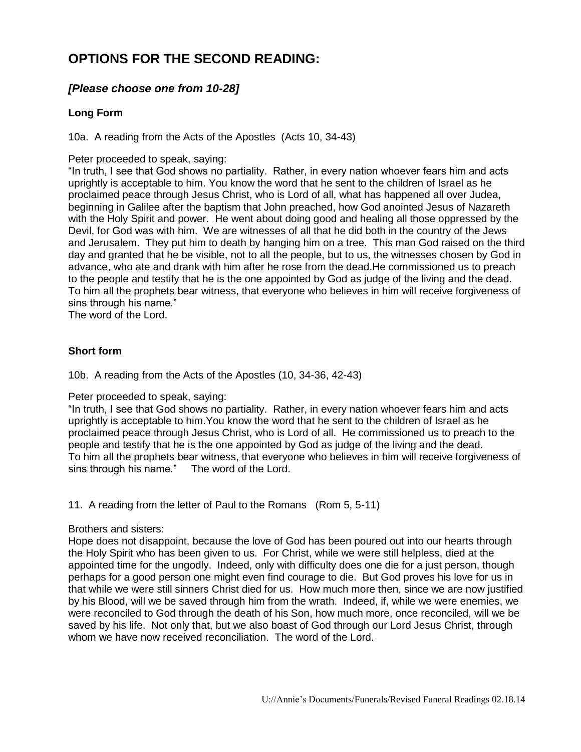# OPTIONS FOR THE SECOND READING:

## *[Please choose one from 10-28]*

### Long Form

10a. A reading from the Acts of the Apostles (Acts 10, 34-43)

Peter proceeded to speak, saying:
"In truth, I see that God shows no partiality. Rather, in every nation whoever fears him and acts uprightly is acceptable to him. You know the word that he sent to the children of Israel as he proclaimed peace through Jesus Christ, who is Lord of all, what has happened all over Judea, beginning in Galilee after the baptism that John preached, how God anointed Jesus of Nazareth with the Holy Spirit and power. He went about doing good and healing all those oppressed by the Devil, for God was with him. We are witnesses of all that he did both in the country of the Jews and Jerusalem. They put him to death by hanging him on a tree. This man God raised on the third day and granted that he be visible, not to all the people, but to us, the witnesses chosen by God in advance, who ate and drank with him after he rose from the dead.He commissioned us to preach to the people and testify that he is the one appointed by God as judge of the living and the dead. To him all the prophets bear witness, that everyone who believes in him will receive forgiveness of sins through his name."
The word of the Lord.

### Short form

10b. A reading from the Acts of the Apostles (10, 34-36, 42-43)

Peter proceeded to speak, saying:
"In truth, I see that God shows no partiality. Rather, in every nation whoever fears him and acts uprightly is acceptable to him.You know the word that he sent to the children of Israel as he proclaimed peace through Jesus Christ, who is Lord of all. He commissioned us to preach to the people and testify that he is the one appointed by God as judge of the living and the dead. To him all the prophets bear witness, that everyone who believes in him will receive forgiveness of sins through his name." The word of the Lord.

11. A reading from the letter of Paul to the Romans (Rom 5, 5-11)

Brothers and sisters:
Hope does not disappoint, because the love of God has been poured out into our hearts through the Holy Spirit who has been given to us. For Christ, while we were still helpless, died at the appointed time for the ungodly. Indeed, only with difficulty does one die for a just person, though perhaps for a good person one might even find courage to die. But God proves his love for us in that while we were still sinners Christ died for us. How much more then, since we are now justified by his Blood, will we be saved through him from the wrath. Indeed, if, while we were enemies, we were reconciled to God through the death of his Son, how much more, once reconciled, will we be saved by his life. Not only that, but we also boast of God through our Lord Jesus Christ, through whom we have now received reconciliation. The word of the Lord.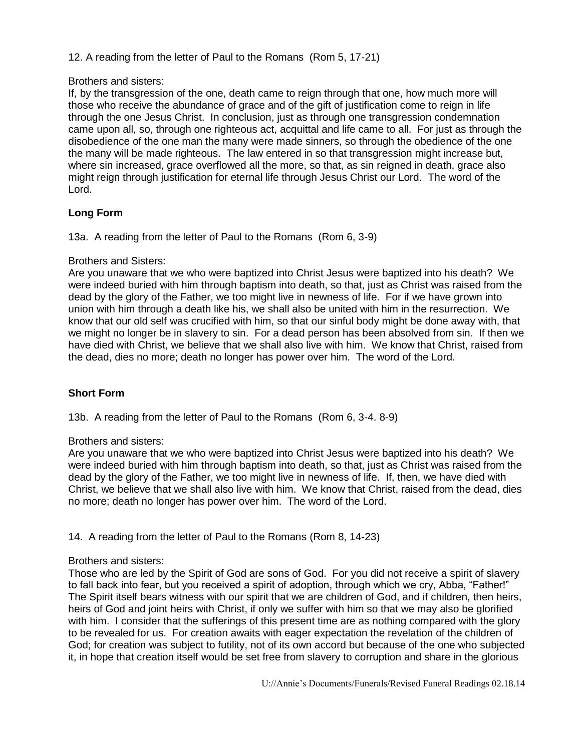12. A reading from the letter of Paul to the Romans (Rom 5, 17-21)

Brothers and sisters:
If, by the transgression of the one, death came to reign through that one, how much more will those who receive the abundance of grace and of the gift of justification come to reign in life through the one Jesus Christ. In conclusion, just as through one transgression condemnation came upon all, so, through one righteous act, acquittal and life came to all. For just as through the disobedience of the one man the many were made sinners, so through the obedience of the one the many will be made righteous. The law entered in so that transgression might increase but, where sin increased, grace overflowed all the more, so that, as sin reigned in death, grace also might reign through justification for eternal life through Jesus Christ our Lord. The word of the Lord.

**Long Form**

13a. A reading from the letter of Paul to the Romans (Rom 6, 3-9)

Brothers and Sisters:
Are you unaware that we who were baptized into Christ Jesus were baptized into his death? We were indeed buried with him through baptism into death, so that, just as Christ was raised from the dead by the glory of the Father, we too might live in newness of life. For if we have grown into union with him through a death like his, we shall also be united with him in the resurrection. We know that our old self was crucified with him, so that our sinful body might be done away with, that we might no longer be in slavery to sin. For a dead person has been absolved from sin. If then we have died with Christ, we believe that we shall also live with him. We know that Christ, raised from the dead, dies no more; death no longer has power over him. The word of the Lord.

**Short Form**

13b. A reading from the letter of Paul to the Romans (Rom 6, 3-4. 8-9)

Brothers and sisters:
Are you unaware that we who were baptized into Christ Jesus were baptized into his death? We were indeed buried with him through baptism into death, so that, just as Christ was raised from the dead by the glory of the Father, we too might live in newness of life. If, then, we have died with Christ, we believe that we shall also live with him. We know that Christ, raised from the dead, dies no more; death no longer has power over him. The word of the Lord.

14. A reading from the letter of Paul to the Romans (Rom 8, 14-23)

Brothers and sisters:
Those who are led by the Spirit of God are sons of God. For you did not receive a spirit of slavery to fall back into fear, but you received a spirit of adoption, through which we cry, Abba, "Father!" The Spirit itself bears witness with our spirit that we are children of God, and if children, then heirs, heirs of God and joint heirs with Christ, if only we suffer with him so that we may also be glorified with him. I consider that the sufferings of this present time are as nothing compared with the glory to be revealed for us. For creation awaits with eager expectation the revelation of the children of God; for creation was subject to futility, not of its own accord but because of the one who subjected it, in hope that creation itself would be set free from slavery to corruption and share in the glorious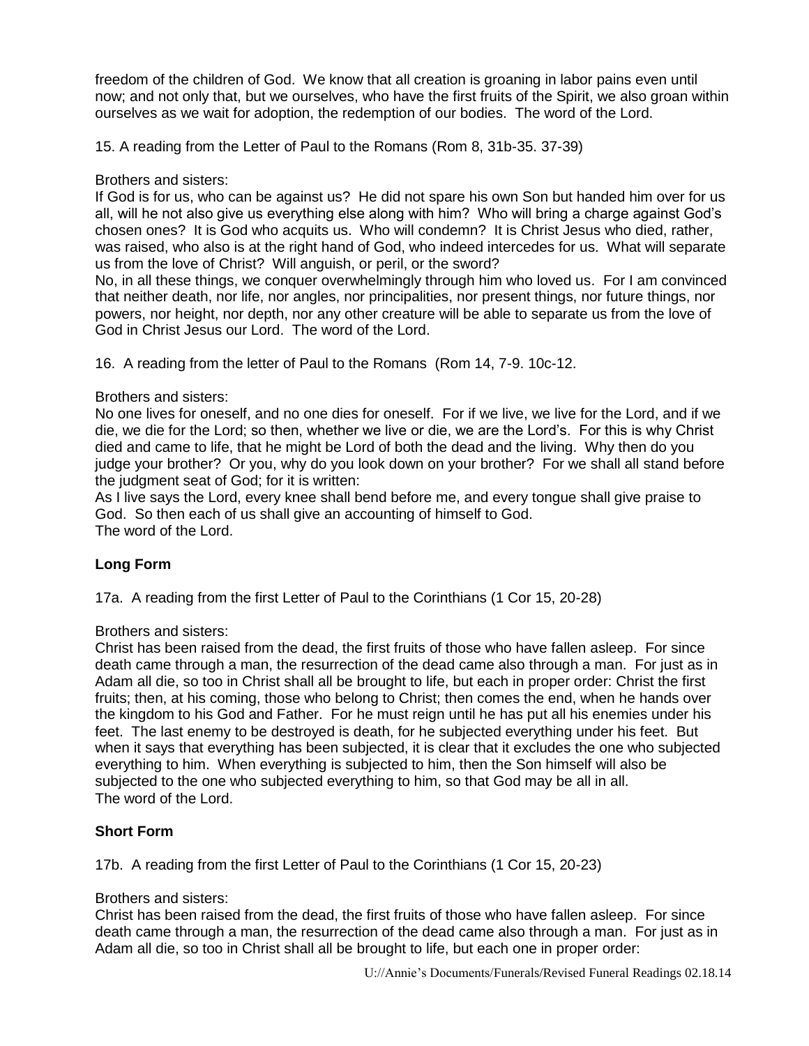freedom of the children of God. We know that all creation is groaning in labor pains even until now; and not only that, but we ourselves, who have the first fruits of the Spirit, we also groan within ourselves as we wait for adoption, the redemption of our bodies. The word of the Lord.

15. A reading from the Letter of Paul to the Romans (Rom 8, 31b-35. 37-39)

Brothers and sisters:
If God is for us, who can be against us? He did not spare his own Son but handed him over for us all, will he not also give us everything else along with him? Who will bring a charge against God's chosen ones? It is God who acquits us. Who will condemn? It is Christ Jesus who died, rather, was raised, who also is at the right hand of God, who indeed intercedes for us. What will separate us from the love of Christ? Will anguish, or peril, or the sword?
No, in all these things, we conquer overwhelmingly through him who loved us. For I am convinced that neither death, nor life, nor angles, nor principalities, nor present things, nor future things, nor powers, nor height, nor depth, nor any other creature will be able to separate us from the love of God in Christ Jesus our Lord. The word of the Lord.

16. A reading from the letter of Paul to the Romans (Rom 14, 7-9. 10c-12.

Brothers and sisters:
No one lives for oneself, and no one dies for oneself. For if we live, we live for the Lord, and if we die, we die for the Lord; so then, whether we live or die, we are the Lord's. For this is why Christ died and came to life, that he might be Lord of both the dead and the living. Why then do you judge your brother? Or you, why do you look down on your brother? For we shall all stand before the judgment seat of God; for it is written:
As I live says the Lord, every knee shall bend before me, and every tongue shall give praise to God. So then each of us shall give an accounting of himself to God.
The word of the Lord.

**Long Form**

17a. A reading from the first Letter of Paul to the Corinthians (1 Cor 15, 20-28)

Brothers and sisters:
Christ has been raised from the dead, the first fruits of those who have fallen asleep. For since death came through a man, the resurrection of the dead came also through a man. For just as in Adam all die, so too in Christ shall all be brought to life, but each in proper order: Christ the first fruits; then, at his coming, those who belong to Christ; then comes the end, when he hands over the kingdom to his God and Father. For he must reign until he has put all his enemies under his feet. The last enemy to be destroyed is death, for he subjected everything under his feet. But when it says that everything has been subjected, it is clear that it excludes the one who subjected everything to him. When everything is subjected to him, then the Son himself will also be subjected to the one who subjected everything to him, so that God may be all in all.
The word of the Lord.

**Short Form**

17b. A reading from the first Letter of Paul to the Corinthians (1 Cor 15, 20-23)

Brothers and sisters:
Christ has been raised from the dead, the first fruits of those who have fallen asleep. For since death came through a man, the resurrection of the dead came also through a man. For just as in Adam all die, so too in Christ shall all be brought to life, but each one in proper order: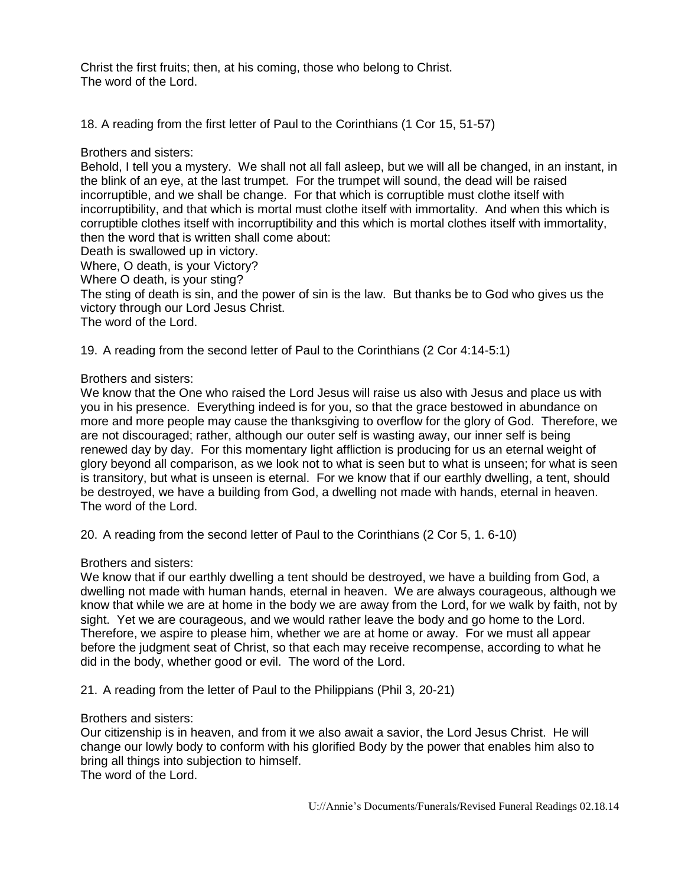Christ the first fruits; then, at his coming, those who belong to Christ.
The word of the Lord.

18. A reading from the first letter of Paul to the Corinthians (1 Cor 15, 51-57)

Brothers and sisters:
Behold, I tell you a mystery. We shall not all fall asleep, but we will all be changed, in an instant, in the blink of an eye, at the last trumpet. For the trumpet will sound, the dead will be raised incorruptible, and we shall be change. For that which is corruptible must clothe itself with incorruptibility, and that which is mortal must clothe itself with immortality. And when this which is corruptible clothes itself with incorruptibility and this which is mortal clothes itself with immortality, then the word that is written shall come about:
Death is swallowed up in victory.
Where, O death, is your Victory?
Where O death, is your sting?
The sting of death is sin, and the power of sin is the law. But thanks be to God who gives us the victory through our Lord Jesus Christ.
The word of the Lord.

19. A reading from the second letter of Paul to the Corinthians (2 Cor 4:14-5:1)

Brothers and sisters:
We know that the One who raised the Lord Jesus will raise us also with Jesus and place us with you in his presence. Everything indeed is for you, so that the grace bestowed in abundance on more and more people may cause the thanksgiving to overflow for the glory of God. Therefore, we are not discouraged; rather, although our outer self is wasting away, our inner self is being renewed day by day. For this momentary light affliction is producing for us an eternal weight of glory beyond all comparison, as we look not to what is seen but to what is unseen; for what is seen is transitory, but what is unseen is eternal. For we know that if our earthly dwelling, a tent, should be destroyed, we have a building from God, a dwelling not made with hands, eternal in heaven.
The word of the Lord.

20. A reading from the second letter of Paul to the Corinthians (2 Cor 5, 1. 6-10)

Brothers and sisters:
We know that if our earthly dwelling a tent should be destroyed, we have a building from God, a dwelling not made with human hands, eternal in heaven. We are always courageous, although we know that while we are at home in the body we are away from the Lord, for we walk by faith, not by sight. Yet we are courageous, and we would rather leave the body and go home to the Lord. Therefore, we aspire to please him, whether we are at home or away. For we must all appear before the judgment seat of Christ, so that each may receive recompense, according to what he did in the body, whether good or evil. The word of the Lord.

21. A reading from the letter of Paul to the Philippians (Phil 3, 20-21)

Brothers and sisters:
Our citizenship is in heaven, and from it we also await a savior, the Lord Jesus Christ. He will change our lowly body to conform with his glorified Body by the power that enables him also to bring all things into subjection to himself.
The word of the Lord.

U://Annie's Documents/Funerals/Revised Funeral Readings 02.18.14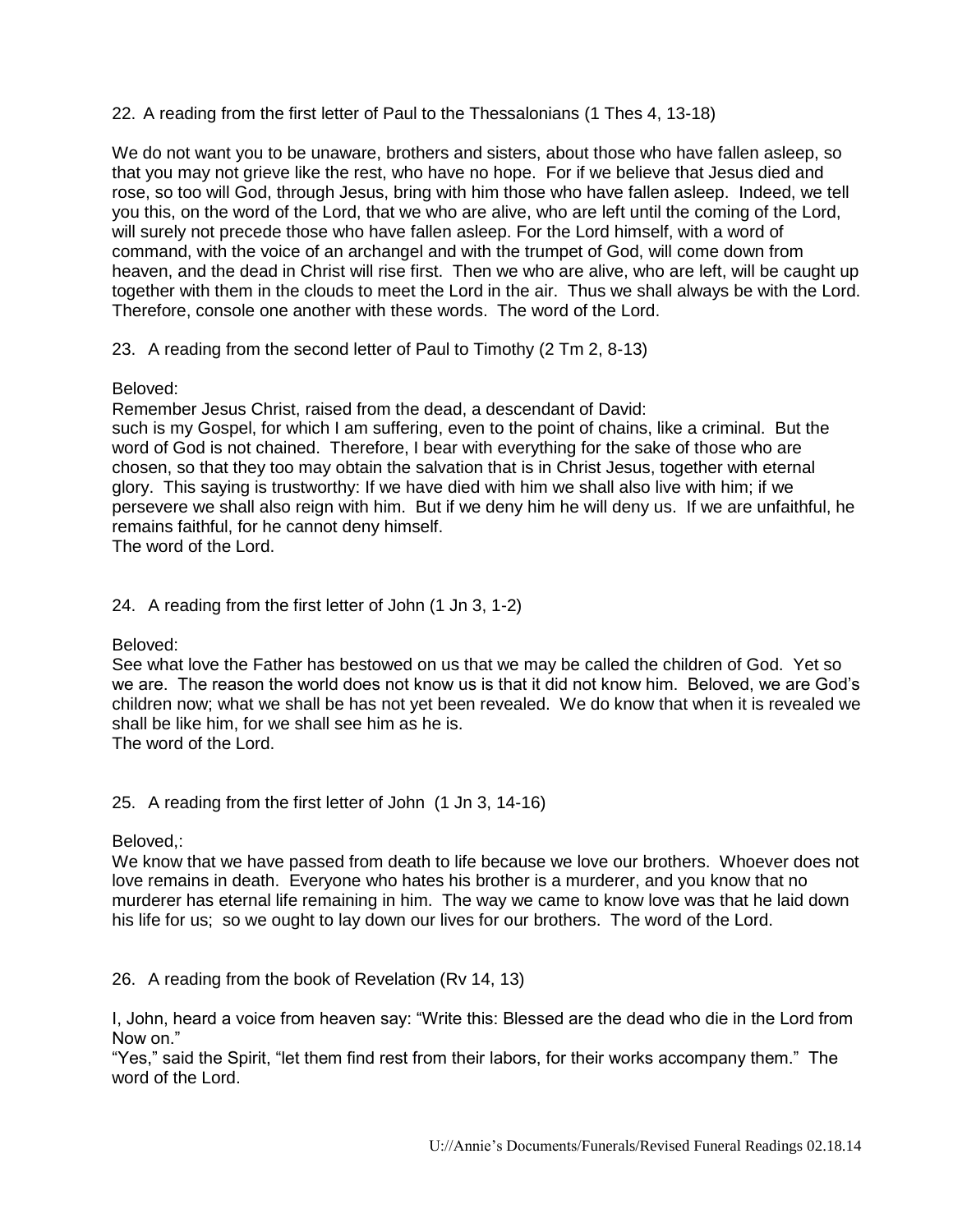22. A reading from the first letter of Paul to the Thessalonians (1 Thes 4, 13-18)

We do not want you to be unaware, brothers and sisters, about those who have fallen asleep, so that you may not grieve like the rest, who have no hope. For if we believe that Jesus died and rose, so too will God, through Jesus, bring with him those who have fallen asleep. Indeed, we tell you this, on the word of the Lord, that we who are alive, who are left until the coming of the Lord, will surely not precede those who have fallen asleep. For the Lord himself, with a word of command, with the voice of an archangel and with the trumpet of God, will come down from heaven, and the dead in Christ will rise first. Then we who are alive, who are left, will be caught up together with them in the clouds to meet the Lord in the air. Thus we shall always be with the Lord. Therefore, console one another with these words. The word of the Lord.

23. A reading from the second letter of Paul to Timothy (2 Tm 2, 8-13)

Beloved:
Remember Jesus Christ, raised from the dead, a descendant of David:
such is my Gospel, for which I am suffering, even to the point of chains, like a criminal. But the word of God is not chained. Therefore, I bear with everything for the sake of those who are chosen, so that they too may obtain the salvation that is in Christ Jesus, together with eternal glory. This saying is trustworthy: If we have died with him we shall also live with him; if we persevere we shall also reign with him. But if we deny him he will deny us. If we are unfaithful, he remains faithful, for he cannot deny himself.
The word of the Lord.

24. A reading from the first letter of John (1 Jn 3, 1-2)

Beloved:
See what love the Father has bestowed on us that we may be called the children of God. Yet so we are. The reason the world does not know us is that it did not know him. Beloved, we are God's children now; what we shall be has not yet been revealed. We do know that when it is revealed we shall be like him, for we shall see him as he is.
The word of the Lord.

25. A reading from the first letter of John (1 Jn 3, 14-16)

Beloved,:
We know that we have passed from death to life because we love our brothers. Whoever does not love remains in death. Everyone who hates his brother is a murderer, and you know that no murderer has eternal life remaining in him. The way we came to know love was that he laid down his life for us; so we ought to lay down our lives for our brothers. The word of the Lord.

26. A reading from the book of Revelation (Rv 14, 13)

I, John, heard a voice from heaven say: "Write this: Blessed are the dead who die in the Lord from Now on."
"Yes," said the Spirit, "let them find rest from their labors, for their works accompany them." The word of the Lord.

U://Annie's Documents/Funerals/Revised Funeral Readings 02.18.14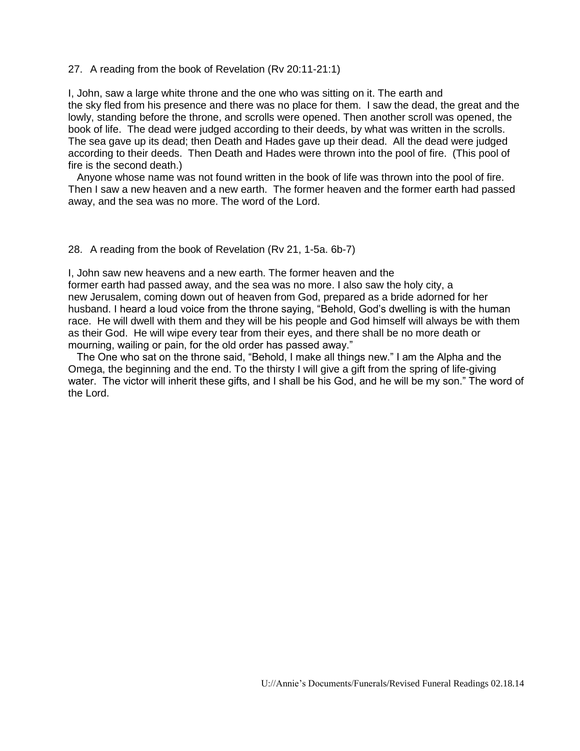27. A reading from the book of Revelation (Rv 20:11-21:1)

I, John, saw a large white throne and the one who was sitting on it. The earth and the sky fled from his presence and there was no place for them. I saw the dead, the great and the lowly, standing before the throne, and scrolls were opened. Then another scroll was opened, the book of life. The dead were judged according to their deeds, by what was written in the scrolls. The sea gave up its dead; then Death and Hades gave up their dead. All the dead were judged according to their deeds. Then Death and Hades were thrown into the pool of fire. (This pool of fire is the second death.)

Anyone whose name was not found written in the book of life was thrown into the pool of fire. Then I saw a new heaven and a new earth. The former heaven and the former earth had passed away, and the sea was no more. The word of the Lord.

28. A reading from the book of Revelation (Rv 21, 1-5a. 6b-7)

I, John saw new heavens and a new earth. The former heaven and the former earth had passed away, and the sea was no more. I also saw the holy city, a new Jerusalem, coming down out of heaven from God, prepared as a bride adorned for her husband. I heard a loud voice from the throne saying, "Behold, God's dwelling is with the human race. He will dwell with them and they will be his people and God himself will always be with them as their God. He will wipe every tear from their eyes, and there shall be no more death or mourning, wailing or pain, for the old order has passed away."

The One who sat on the throne said, "Behold, I make all things new." I am the Alpha and the Omega, the beginning and the end. To the thirsty I will give a gift from the spring of life-giving water. The victor will inherit these gifts, and I shall be his God, and he will be my son." The word of the Lord.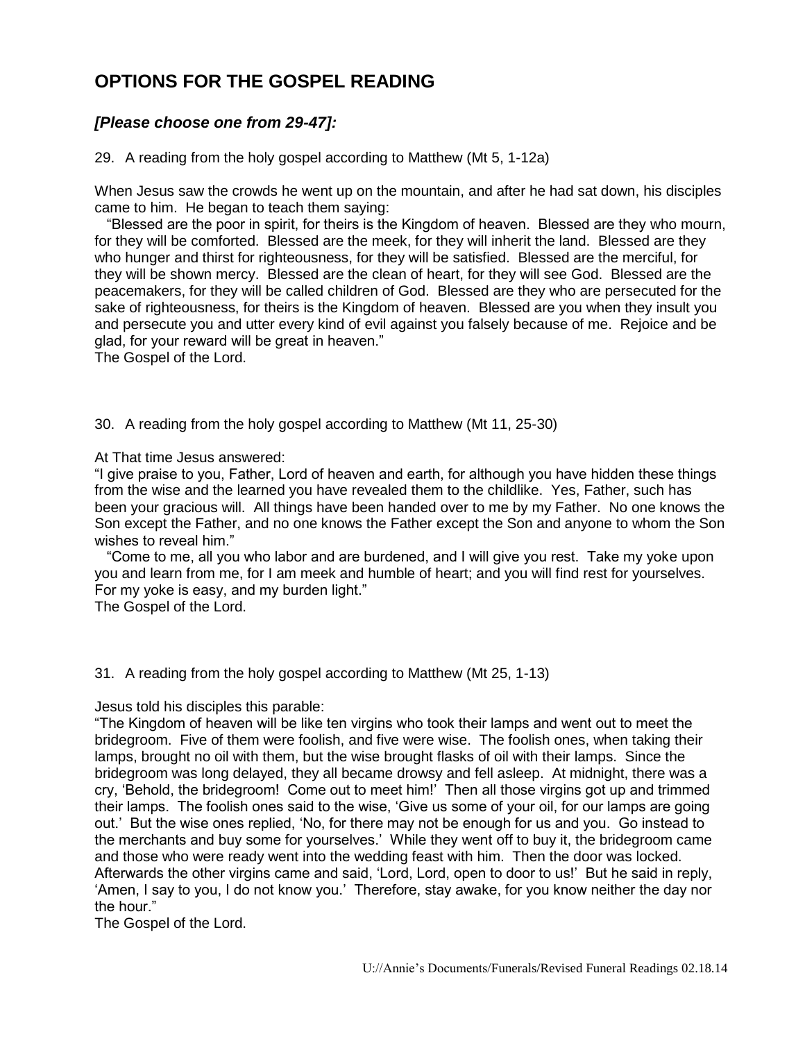## OPTIONS FOR THE GOSPEL READING

### *[Please choose one from 29-47]:*

29. A reading from the holy gospel according to Matthew (Mt 5, 1-12a)

When Jesus saw the crowds he went up on the mountain, and after he had sat down, his disciples came to him. He began to teach them saying:

"Blessed are the poor in spirit, for theirs is the Kingdom of heaven. Blessed are they who mourn, for they will be comforted. Blessed are the meek, for they will inherit the land. Blessed are they who hunger and thirst for righteousness, for they will be satisfied. Blessed are the merciful, for they will be shown mercy. Blessed are the clean of heart, for they will see God. Blessed are the peacemakers, for they will be called children of God. Blessed are they who are persecuted for the sake of righteousness, for theirs is the Kingdom of heaven. Blessed are you when they insult you and persecute you and utter every kind of evil against you falsely because of me. Rejoice and be glad, for your reward will be great in heaven."
The Gospel of the Lord.

30. A reading from the holy gospel according to Matthew (Mt 11, 25-30)

At That time Jesus answered:
"I give praise to you, Father, Lord of heaven and earth, for although you have hidden these things from the wise and the learned you have revealed them to the childlike. Yes, Father, such has been your gracious will. All things have been handed over to me by my Father. No one knows the Son except the Father, and no one knows the Father except the Son and anyone to whom the Son wishes to reveal him."

"Come to me, all you who labor and are burdened, and I will give you rest. Take my yoke upon you and learn from me, for I am meek and humble of heart; and you will find rest for yourselves. For my yoke is easy, and my burden light."
The Gospel of the Lord.

31. A reading from the holy gospel according to Matthew (Mt 25, 1-13)

Jesus told his disciples this parable:
"The Kingdom of heaven will be like ten virgins who took their lamps and went out to meet the bridegroom. Five of them were foolish, and five were wise. The foolish ones, when taking their lamps, brought no oil with them, but the wise brought flasks of oil with their lamps. Since the bridegroom was long delayed, they all became drowsy and fell asleep. At midnight, there was a cry, 'Behold, the bridegroom! Come out to meet him!' Then all those virgins got up and trimmed their lamps. The foolish ones said to the wise, 'Give us some of your oil, for our lamps are going out.' But the wise ones replied, 'No, for there may not be enough for us and you. Go instead to the merchants and buy some for yourselves.' While they went off to buy it, the bridegroom came and those who were ready went into the wedding feast with him. Then the door was locked. Afterwards the other virgins came and said, 'Lord, Lord, open to door to us!' But he said in reply, 'Amen, I say to you, I do not know you.' Therefore, stay awake, for you know neither the day nor the hour."
The Gospel of the Lord.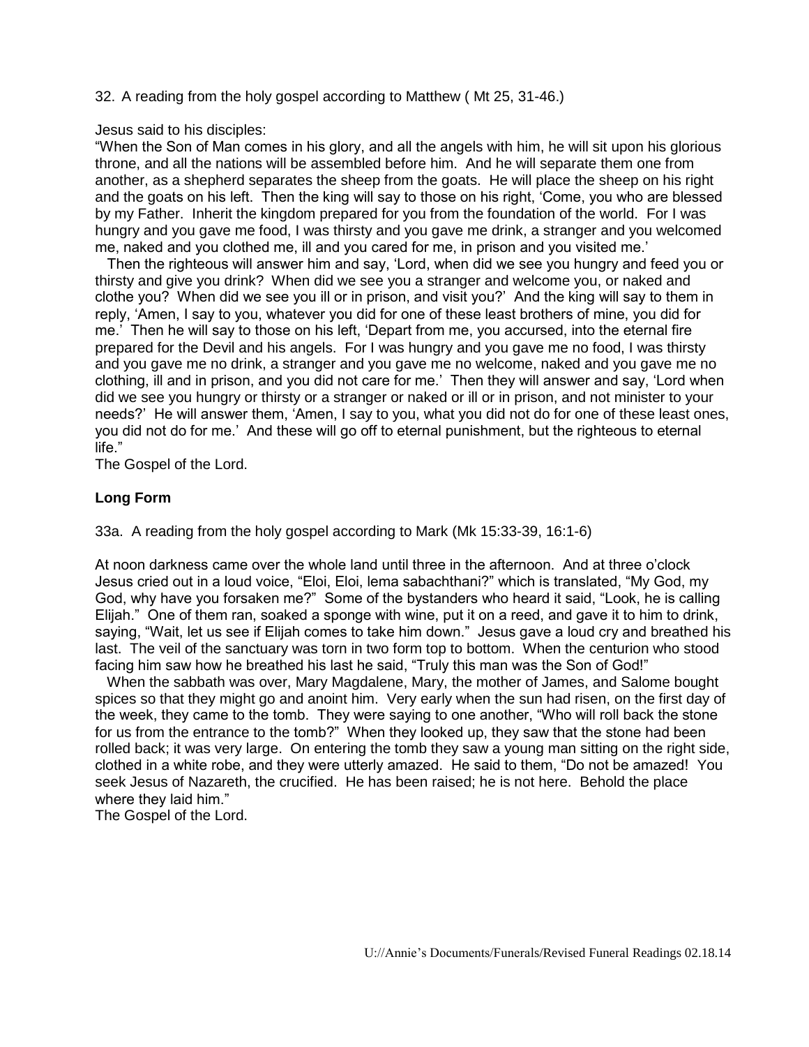32. A reading from the holy gospel according to Matthew ( Mt 25, 31-46.)

Jesus said to his disciples:
"When the Son of Man comes in his glory, and all the angels with him, he will sit upon his glorious throne, and all the nations will be assembled before him. And he will separate them one from another, as a shepherd separates the sheep from the goats. He will place the sheep on his right and the goats on his left. Then the king will say to those on his right, 'Come, you who are blessed by my Father. Inherit the kingdom prepared for you from the foundation of the world. For I was hungry and you gave me food, I was thirsty and you gave me drink, a stranger and you welcomed me, naked and you clothed me, ill and you cared for me, in prison and you visited me.'

Then the righteous will answer him and say, 'Lord, when did we see you hungry and feed you or thirsty and give you drink? When did we see you a stranger and welcome you, or naked and clothe you? When did we see you ill or in prison, and visit you?' And the king will say to them in reply, 'Amen, I say to you, whatever you did for one of these least brothers of mine, you did for me.' Then he will say to those on his left, 'Depart from me, you accursed, into the eternal fire prepared for the Devil and his angels. For I was hungry and you gave me no food, I was thirsty and you gave me no drink, a stranger and you gave me no welcome, naked and you gave me no clothing, ill and in prison, and you did not care for me.' Then they will answer and say, 'Lord when did we see you hungry or thirsty or a stranger or naked or ill or in prison, and not minister to your needs?' He will answer them, 'Amen, I say to you, what you did not do for one of these least ones, you did not do for me.' And these will go off to eternal punishment, but the righteous to eternal life."
The Gospel of the Lord.

**Long Form**

33a. A reading from the holy gospel according to Mark (Mk 15:33-39, 16:1-6)

At noon darkness came over the whole land until three in the afternoon. And at three o'clock Jesus cried out in a loud voice, "Eloi, Eloi, lema sabachthani?" which is translated, "My God, my God, why have you forsaken me?" Some of the bystanders who heard it said, "Look, he is calling Elijah." One of them ran, soaked a sponge with wine, put it on a reed, and gave it to him to drink, saying, "Wait, let us see if Elijah comes to take him down." Jesus gave a loud cry and breathed his last. The veil of the sanctuary was torn in two form top to bottom. When the centurion who stood facing him saw how he breathed his last he said, "Truly this man was the Son of God!"

When the sabbath was over, Mary Magdalene, Mary, the mother of James, and Salome bought spices so that they might go and anoint him. Very early when the sun had risen, on the first day of the week, they came to the tomb. They were saying to one another, "Who will roll back the stone for us from the entrance to the tomb?" When they looked up, they saw that the stone had been rolled back; it was very large. On entering the tomb they saw a young man sitting on the right side, clothed in a white robe, and they were utterly amazed. He said to them, "Do not be amazed! You seek Jesus of Nazareth, the crucified. He has been raised; he is not here. Behold the place where they laid him."
The Gospel of the Lord.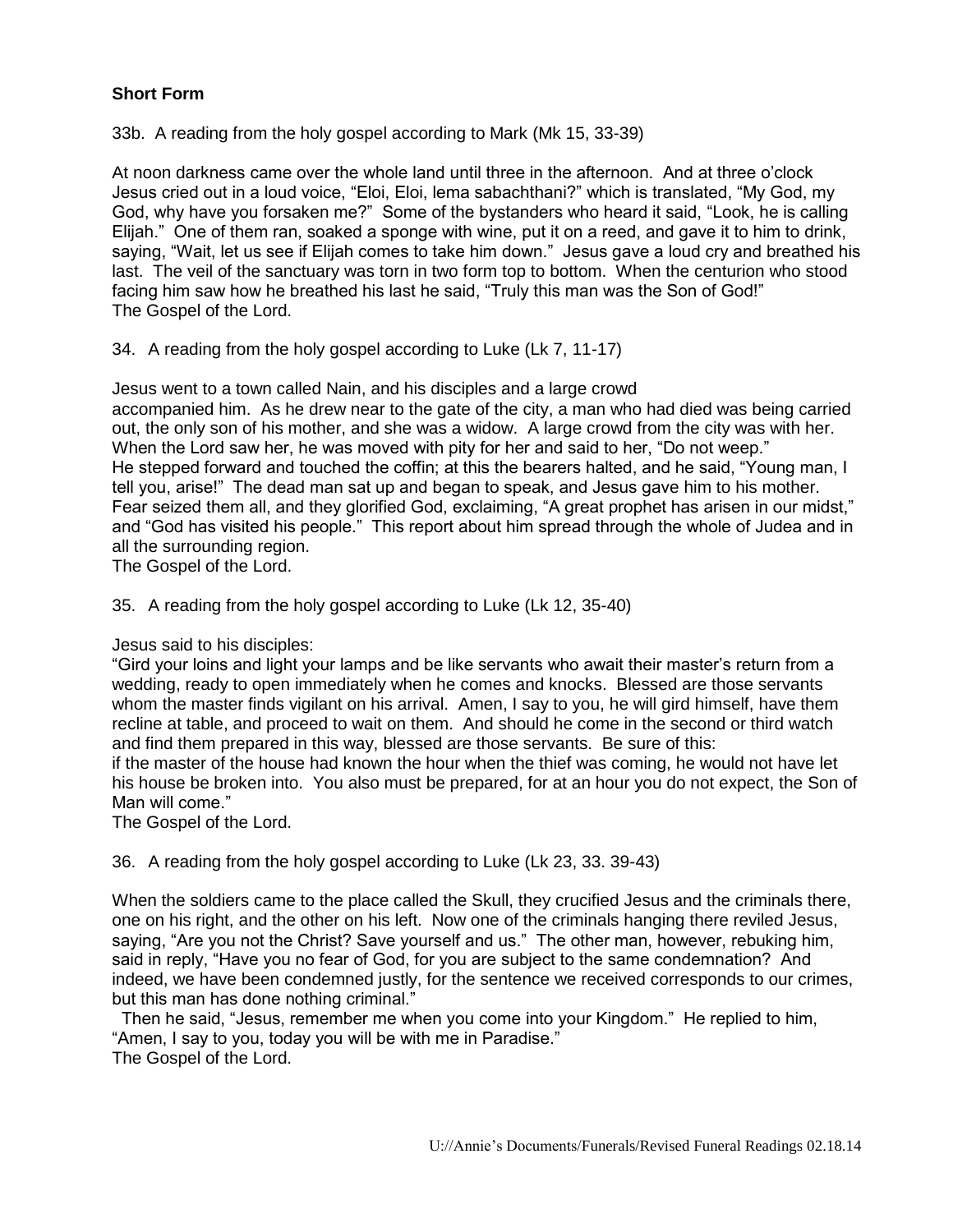**Short Form**

33b. A reading from the holy gospel according to Mark (Mk 15, 33-39)

At noon darkness came over the whole land until three in the afternoon. And at three o'clock Jesus cried out in a loud voice, "Eloi, Eloi, lema sabachthani?" which is translated, "My God, my God, why have you forsaken me?" Some of the bystanders who heard it said, "Look, he is calling Elijah." One of them ran, soaked a sponge with wine, put it on a reed, and gave it to him to drink, saying, "Wait, let us see if Elijah comes to take him down." Jesus gave a loud cry and breathed his last. The veil of the sanctuary was torn in two form top to bottom. When the centurion who stood facing him saw how he breathed his last he said, "Truly this man was the Son of God!"
The Gospel of the Lord.

34. A reading from the holy gospel according to Luke (Lk 7, 11-17)

Jesus went to a town called Nain, and his disciples and a large crowd accompanied him. As he drew near to the gate of the city, a man who had died was being carried out, the only son of his mother, and she was a widow. A large crowd from the city was with her. When the Lord saw her, he was moved with pity for her and said to her, "Do not weep." He stepped forward and touched the coffin; at this the bearers halted, and he said, "Young man, I tell you, arise!" The dead man sat up and began to speak, and Jesus gave him to his mother. Fear seized them all, and they glorified God, exclaiming, "A great prophet has arisen in our midst," and "God has visited his people." This report about him spread through the whole of Judea and in all the surrounding region.
The Gospel of the Lord.

35. A reading from the holy gospel according to Luke (Lk 12, 35-40)

Jesus said to his disciples:
"Gird your loins and light your lamps and be like servants who await their master's return from a wedding, ready to open immediately when he comes and knocks. Blessed are those servants whom the master finds vigilant on his arrival. Amen, I say to you, he will gird himself, have them recline at table, and proceed to wait on them. And should he come in the second or third watch and find them prepared in this way, blessed are those servants. Be sure of this:
if the master of the house had known the hour when the thief was coming, he would not have let his house be broken into. You also must be prepared, for at an hour you do not expect, the Son of Man will come."
The Gospel of the Lord.

36. A reading from the holy gospel according to Luke (Lk 23, 33. 39-43)

When the soldiers came to the place called the Skull, they crucified Jesus and the criminals there, one on his right, and the other on his left. Now one of the criminals hanging there reviled Jesus, saying, "Are you not the Christ? Save yourself and us." The other man, however, rebuking him, said in reply, "Have you no fear of God, for you are subject to the same condemnation? And indeed, we have been condemned justly, for the sentence we received corresponds to our crimes, but this man has done nothing criminal."

Then he said, "Jesus, remember me when you come into your Kingdom." He replied to him, "Amen, I say to you, today you will be with me in Paradise."
The Gospel of the Lord.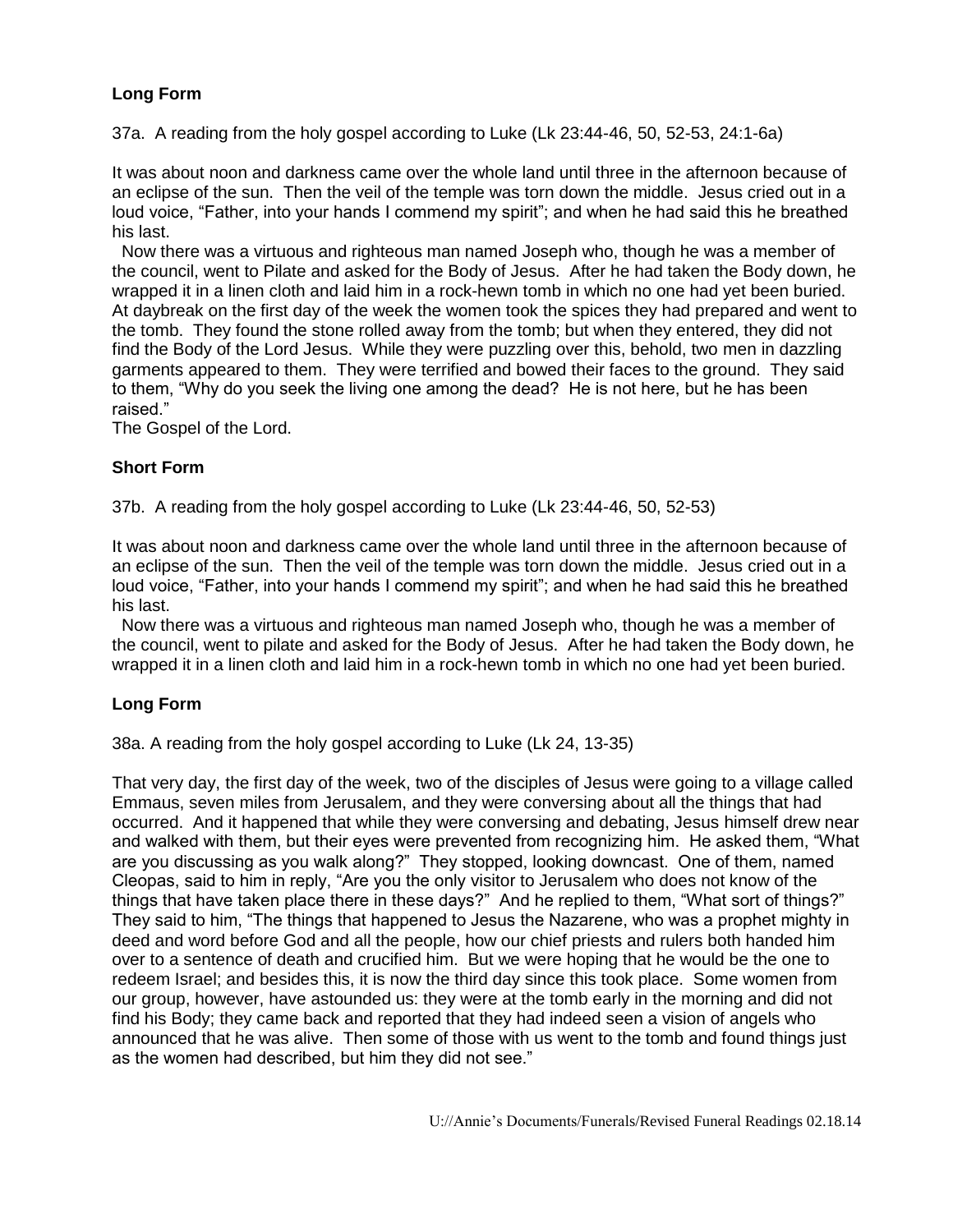**Long Form**

37a. A reading from the holy gospel according to Luke (Lk 23:44-46, 50, 52-53, 24:1-6a)

It was about noon and darkness came over the whole land until three in the afternoon because of an eclipse of the sun. Then the veil of the temple was torn down the middle. Jesus cried out in a loud voice, "Father, into your hands I commend my spirit"; and when he had said this he breathed his last.

Now there was a virtuous and righteous man named Joseph who, though he was a member of the council, went to Pilate and asked for the Body of Jesus. After he had taken the Body down, he wrapped it in a linen cloth and laid him in a rock-hewn tomb in which no one had yet been buried. At daybreak on the first day of the week the women took the spices they had prepared and went to the tomb. They found the stone rolled away from the tomb; but when they entered, they did not find the Body of the Lord Jesus. While they were puzzling over this, behold, two men in dazzling garments appeared to them. They were terrified and bowed their faces to the ground. They said to them, "Why do you seek the living one among the dead? He is not here, but he has been raised."

The Gospel of the Lord.

**Short Form**

37b. A reading from the holy gospel according to Luke (Lk 23:44-46, 50, 52-53)

It was about noon and darkness came over the whole land until three in the afternoon because of an eclipse of the sun. Then the veil of the temple was torn down the middle. Jesus cried out in a loud voice, "Father, into your hands I commend my spirit"; and when he had said this he breathed his last.

Now there was a virtuous and righteous man named Joseph who, though he was a member of the council, went to pilate and asked for the Body of Jesus. After he had taken the Body down, he wrapped it in a linen cloth and laid him in a rock-hewn tomb in which no one had yet been buried.

**Long Form**

38a. A reading from the holy gospel according to Luke (Lk 24, 13-35)

That very day, the first day of the week, two of the disciples of Jesus were going to a village called Emmaus, seven miles from Jerusalem, and they were conversing about all the things that had occurred. And it happened that while they were conversing and debating, Jesus himself drew near and walked with them, but their eyes were prevented from recognizing him. He asked them, "What are you discussing as you walk along?" They stopped, looking downcast. One of them, named Cleopas, said to him in reply, "Are you the only visitor to Jerusalem who does not know of the things that have taken place there in these days?" And he replied to them, "What sort of things?" They said to him, "The things that happened to Jesus the Nazarene, who was a prophet mighty in deed and word before God and all the people, how our chief priests and rulers both handed him over to a sentence of death and crucified him. But we were hoping that he would be the one to redeem Israel; and besides this, it is now the third day since this took place. Some women from our group, however, have astounded us: they were at the tomb early in the morning and did not find his Body; they came back and reported that they had indeed seen a vision of angels who announced that he was alive. Then some of those with us went to the tomb and found things just as the women had described, but him they did not see."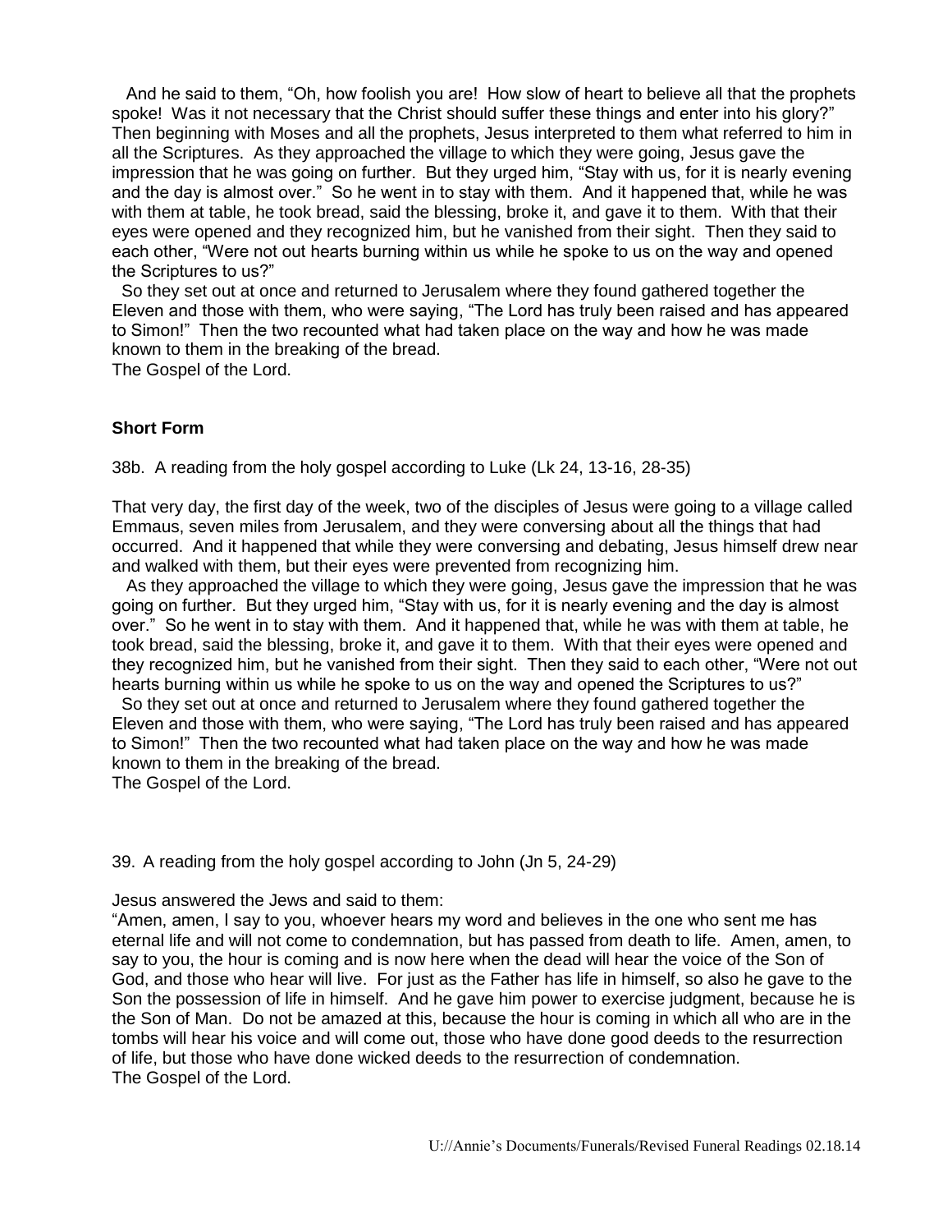And he said to them, "Oh, how foolish you are! How slow of heart to believe all that the prophets spoke! Was it not necessary that the Christ should suffer these things and enter into his glory?" Then beginning with Moses and all the prophets, Jesus interpreted to them what referred to him in all the Scriptures. As they approached the village to which they were going, Jesus gave the impression that he was going on further. But they urged him, "Stay with us, for it is nearly evening and the day is almost over." So he went in to stay with them. And it happened that, while he was with them at table, he took bread, said the blessing, broke it, and gave it to them. With that their eyes were opened and they recognized him, but he vanished from their sight. Then they said to each other, "Were not out hearts burning within us while he spoke to us on the way and opened the Scriptures to us?"

So they set out at once and returned to Jerusalem where they found gathered together the Eleven and those with them, who were saying, "The Lord has truly been raised and has appeared to Simon!" Then the two recounted what had taken place on the way and how he was made known to them in the breaking of the bread.
The Gospel of the Lord.

**Short Form**

38b. A reading from the holy gospel according to Luke (Lk 24, 13-16, 28-35)

That very day, the first day of the week, two of the disciples of Jesus were going to a village called Emmaus, seven miles from Jerusalem, and they were conversing about all the things that had occurred. And it happened that while they were conversing and debating, Jesus himself drew near and walked with them, but their eyes were prevented from recognizing him.

As they approached the village to which they were going, Jesus gave the impression that he was going on further. But they urged him, "Stay with us, for it is nearly evening and the day is almost over." So he went in to stay with them. And it happened that, while he was with them at table, he took bread, said the blessing, broke it, and gave it to them. With that their eyes were opened and they recognized him, but he vanished from their sight. Then they said to each other, "Were not out hearts burning within us while he spoke to us on the way and opened the Scriptures to us?"

So they set out at once and returned to Jerusalem where they found gathered together the Eleven and those with them, who were saying, "The Lord has truly been raised and has appeared to Simon!" Then the two recounted what had taken place on the way and how he was made known to them in the breaking of the bread.
The Gospel of the Lord.

39. A reading from the holy gospel according to John (Jn 5, 24-29)

Jesus answered the Jews and said to them:
"Amen, amen, I say to you, whoever hears my word and believes in the one who sent me has eternal life and will not come to condemnation, but has passed from death to life. Amen, amen, to say to you, the hour is coming and is now here when the dead will hear the voice of the Son of God, and those who hear will live. For just as the Father has life in himself, so also he gave to the Son the possession of life in himself. And he gave him power to exercise judgment, because he is the Son of Man. Do not be amazed at this, because the hour is coming in which all who are in the tombs will hear his voice and will come out, those who have done good deeds to the resurrection of life, but those who have done wicked deeds to the resurrection of condemnation.
The Gospel of the Lord.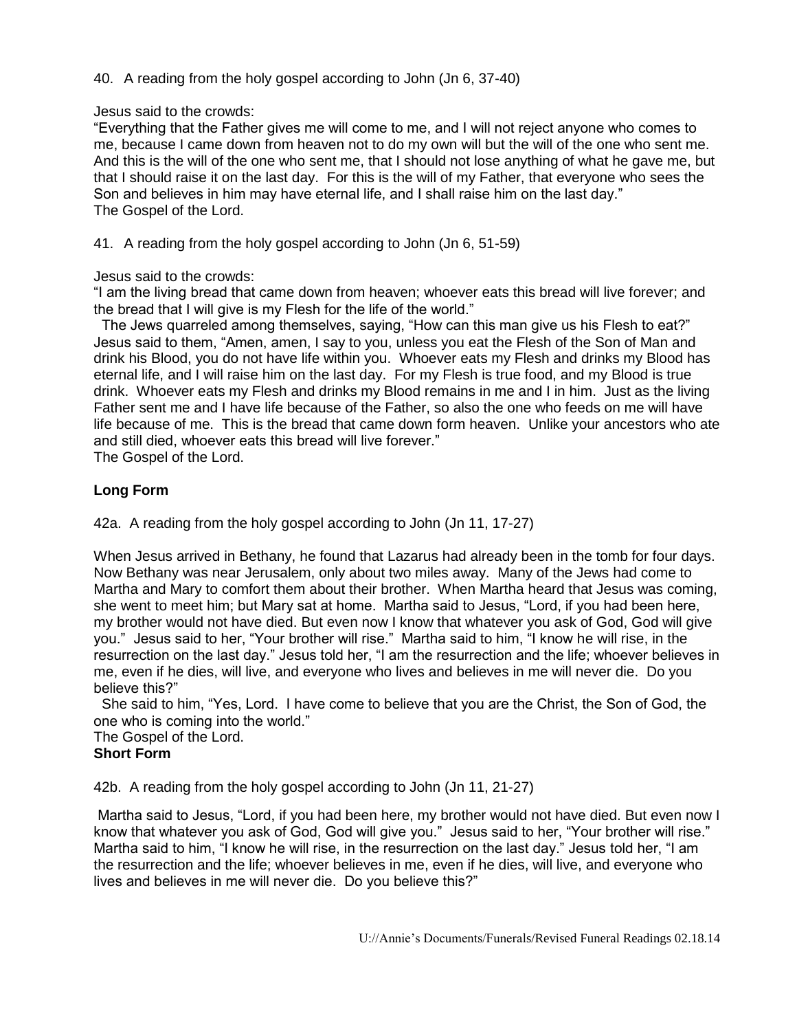40. A reading from the holy gospel according to John (Jn 6, 37-40)

Jesus said to the crowds:
"Everything that the Father gives me will come to me, and I will not reject anyone who comes to me, because I came down from heaven not to do my own will but the will of the one who sent me. And this is the will of the one who sent me, that I should not lose anything of what he gave me, but that I should raise it on the last day. For this is the will of my Father, that everyone who sees the Son and believes in him may have eternal life, and I shall raise him on the last day."
The Gospel of the Lord.

41. A reading from the holy gospel according to John (Jn 6, 51-59)

Jesus said to the crowds:
"I am the living bread that came down from heaven; whoever eats this bread will live forever; and the bread that I will give is my Flesh for the life of the world."
The Jews quarreled among themselves, saying, "How can this man give us his Flesh to eat?" Jesus said to them, "Amen, amen, I say to you, unless you eat the Flesh of the Son of Man and drink his Blood, you do not have life within you. Whoever eats my Flesh and drinks my Blood has eternal life, and I will raise him on the last day. For my Flesh is true food, and my Blood is true drink. Whoever eats my Flesh and drinks my Blood remains in me and I in him. Just as the living Father sent me and I have life because of the Father, so also the one who feeds on me will have life because of me. This is the bread that came down form heaven. Unlike your ancestors who ate and still died, whoever eats this bread will live forever."
The Gospel of the Lord.

**Long Form**

42a. A reading from the holy gospel according to John (Jn 11, 17-27)

When Jesus arrived in Bethany, he found that Lazarus had already been in the tomb for four days. Now Bethany was near Jerusalem, only about two miles away. Many of the Jews had come to Martha and Mary to comfort them about their brother. When Martha heard that Jesus was coming, she went to meet him; but Mary sat at home. Martha said to Jesus, "Lord, if you had been here, my brother would not have died. But even now I know that whatever you ask of God, God will give you." Jesus said to her, "Your brother will rise." Martha said to him, "I know he will rise, in the resurrection on the last day." Jesus told her, "I am the resurrection and the life; whoever believes in me, even if he dies, will live, and everyone who lives and believes in me will never die. Do you believe this?"
She said to him, "Yes, Lord. I have come to believe that you are the Christ, the Son of God, the one who is coming into the world."
The Gospel of the Lord.

**Short Form**

42b. A reading from the holy gospel according to John (Jn 11, 21-27)

Martha said to Jesus, "Lord, if you had been here, my brother would not have died. But even now I know that whatever you ask of God, God will give you." Jesus said to her, "Your brother will rise." Martha said to him, "I know he will rise, in the resurrection on the last day." Jesus told her, "I am the resurrection and the life; whoever believes in me, even if he dies, will live, and everyone who lives and believes in me will never die. Do you believe this?"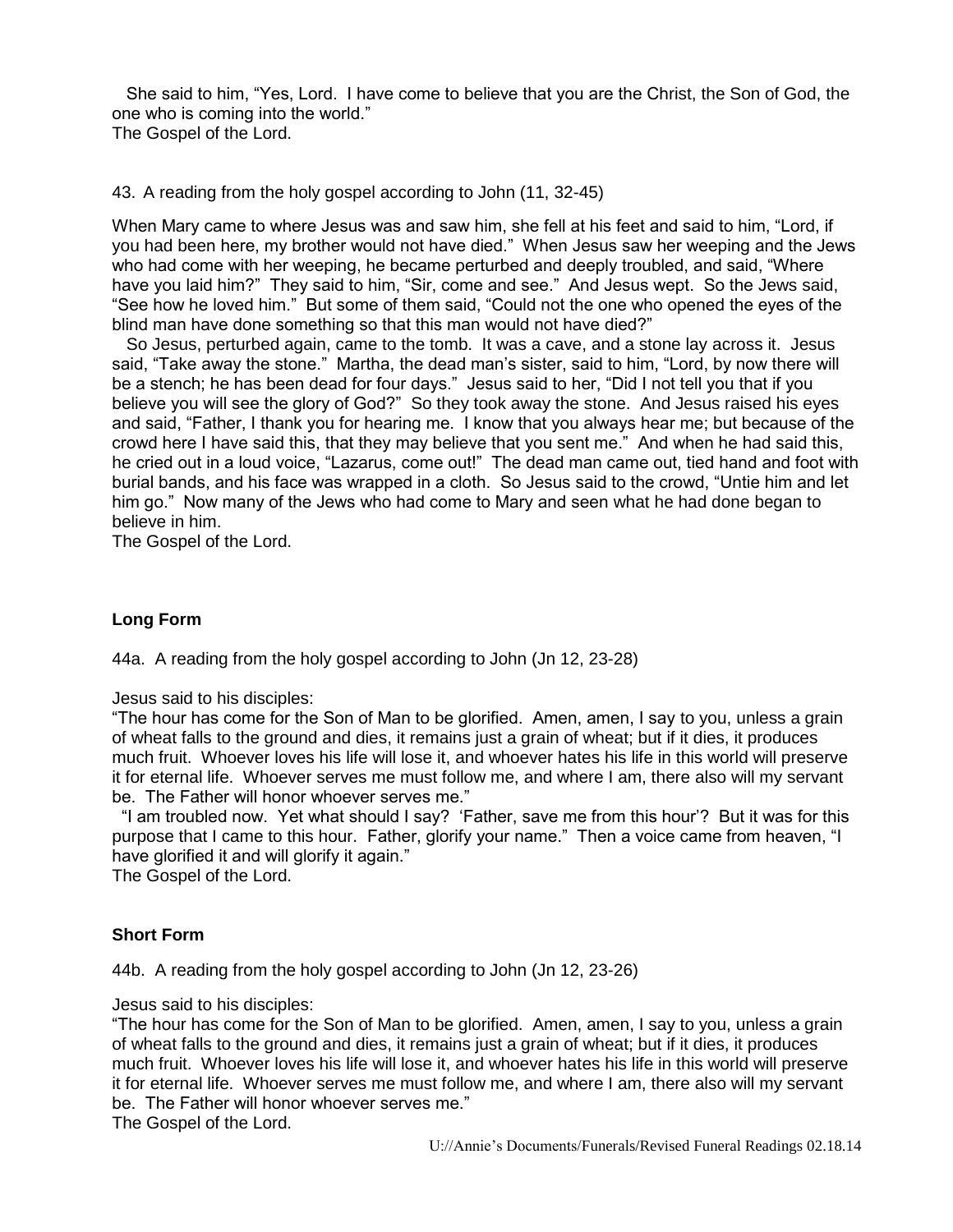She said to him, "Yes, Lord. I have come to believe that you are the Christ, the Son of God, the one who is coming into the world."
The Gospel of the Lord.

43. A reading from the holy gospel according to John (11, 32-45)

When Mary came to where Jesus was and saw him, she fell at his feet and said to him, "Lord, if you had been here, my brother would not have died." When Jesus saw her weeping and the Jews who had come with her weeping, he became perturbed and deeply troubled, and said, "Where have you laid him?" They said to him, "Sir, come and see." And Jesus wept. So the Jews said, "See how he loved him." But some of them said, "Could not the one who opened the eyes of the blind man have done something so that this man would not have died?"

So Jesus, perturbed again, came to the tomb. It was a cave, and a stone lay across it. Jesus said, "Take away the stone." Martha, the dead man's sister, said to him, "Lord, by now there will be a stench; he has been dead for four days." Jesus said to her, "Did I not tell you that if you believe you will see the glory of God?" So they took away the stone. And Jesus raised his eyes and said, "Father, I thank you for hearing me. I know that you always hear me; but because of the crowd here I have said this, that they may believe that you sent me." And when he had said this, he cried out in a loud voice, "Lazarus, come out!" The dead man came out, tied hand and foot with burial bands, and his face was wrapped in a cloth. So Jesus said to the crowd, "Untie him and let him go." Now many of the Jews who had come to Mary and seen what he had done began to believe in him.
The Gospel of the Lord.

**Long Form**

44a. A reading from the holy gospel according to John (Jn 12, 23-28)

Jesus said to his disciples:
"The hour has come for the Son of Man to be glorified. Amen, amen, I say to you, unless a grain of wheat falls to the ground and dies, it remains just a grain of wheat; but if it dies, it produces much fruit. Whoever loves his life will lose it, and whoever hates his life in this world will preserve it for eternal life. Whoever serves me must follow me, and where I am, there also will my servant be. The Father will honor whoever serves me."

"I am troubled now. Yet what should I say? 'Father, save me from this hour'? But it was for this purpose that I came to this hour. Father, glorify your name." Then a voice came from heaven, "I have glorified it and will glorify it again."
The Gospel of the Lord.

**Short Form**

44b. A reading from the holy gospel according to John (Jn 12, 23-26)

Jesus said to his disciples:
"The hour has come for the Son of Man to be glorified. Amen, amen, I say to you, unless a grain of wheat falls to the ground and dies, it remains just a grain of wheat; but if it dies, it produces much fruit. Whoever loves his life will lose it, and whoever hates his life in this world will preserve it for eternal life. Whoever serves me must follow me, and where I am, there also will my servant be. The Father will honor whoever serves me."
The Gospel of the Lord.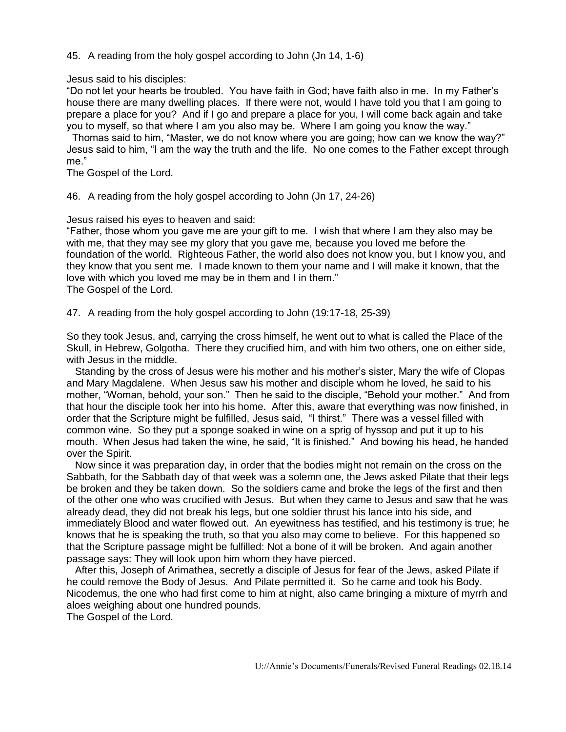45. A reading from the holy gospel according to John (Jn 14, 1-6)

Jesus said to his disciples:

"Do not let your hearts be troubled. You have faith in God; have faith also in me. In my Father's house there are many dwelling places. If there were not, would I have told you that I am going to prepare a place for you? And if I go and prepare a place for you, I will come back again and take you to myself, so that where I am you also may be. Where I am going you know the way."

Thomas said to him, "Master, we do not know where you are going; how can we know the way?" Jesus said to him, "I am the way the truth and the life. No one comes to the Father except through me."

The Gospel of the Lord.

46. A reading from the holy gospel according to John (Jn 17, 24-26)

Jesus raised his eyes to heaven and said:

"Father, those whom you gave me are your gift to me. I wish that where I am they also may be with me, that they may see my glory that you gave me, because you loved me before the foundation of the world. Righteous Father, the world also does not know you, but I know you, and they know that you sent me. I made known to them your name and I will make it known, that the love with which you loved me may be in them and I in them."

The Gospel of the Lord.

47. A reading from the holy gospel according to John (19:17-18, 25-39)

So they took Jesus, and, carrying the cross himself, he went out to what is called the Place of the Skull, in Hebrew, Golgotha. There they crucified him, and with him two others, one on either side, with Jesus in the middle.

Standing by the cross of Jesus were his mother and his mother's sister, Mary the wife of Clopas and Mary Magdalene. When Jesus saw his mother and disciple whom he loved, he said to his mother, "Woman, behold, your son." Then he said to the disciple, "Behold your mother." And from that hour the disciple took her into his home. After this, aware that everything was now finished, in order that the Scripture might be fulfilled, Jesus said, "I thirst." There was a vessel filled with common wine. So they put a sponge soaked in wine on a sprig of hyssop and put it up to his mouth. When Jesus had taken the wine, he said, "It is finished." And bowing his head, he handed over the Spirit.

Now since it was preparation day, in order that the bodies might not remain on the cross on the Sabbath, for the Sabbath day of that week was a solemn one, the Jews asked Pilate that their legs be broken and they be taken down. So the soldiers came and broke the legs of the first and then of the other one who was crucified with Jesus. But when they came to Jesus and saw that he was already dead, they did not break his legs, but one soldier thrust his lance into his side, and immediately Blood and water flowed out. An eyewitness has testified, and his testimony is true; he knows that he is speaking the truth, so that you also may come to believe. For this happened so that the Scripture passage might be fulfilled: Not a bone of it will be broken. And again another passage says: They will look upon him whom they have pierced.

After this, Joseph of Arimathea, secretly a disciple of Jesus for fear of the Jews, asked Pilate if he could remove the Body of Jesus. And Pilate permitted it. So he came and took his Body. Nicodemus, the one who had first come to him at night, also came bringing a mixture of myrrh and aloes weighing about one hundred pounds.

The Gospel of the Lord.

U://Annie's Documents/Funerals/Revised Funeral Readings 02.18.14